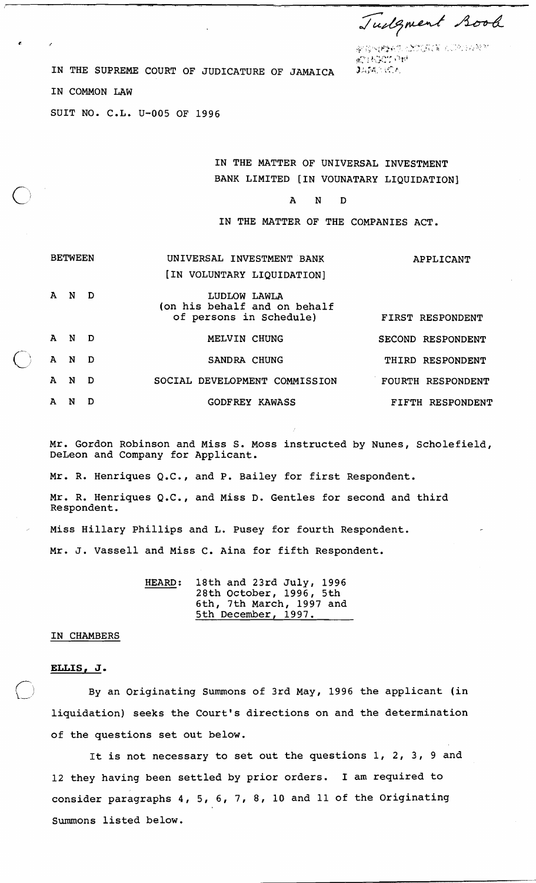Judgment Book

IN THE SUPREME COURT OF JUDICATURE OF JAMAICA

IN COMMON LAW

SUIT NO. C.L. U-005 OF 1996

IN THE MATTER OF UNIVERSAL INVESTMENT BANK LIMITED [IN VOUNATARY LIQUIDATION]

A N D

IN THE MATTER OF THE COMPANIES ACT.

| | | |
|---|---|---|
| BETWEEN | UNIVERSAL INVESTMENT BANK [IN VOLUNTARY LIQUIDATION] | APPLICANT |
| A N D | LUDLOW LAWLA (on his behalf and on behalf of persons in Schedule) | FIRST RESPONDENT |
| A N D | MELVIN CHUNG | SECOND RESPONDENT |
| A N D | SANDRA CHUNG | THIRD RESPONDENT |
| A N D | SOCIAL DEVELOPMENT COMMISSION | FOURTH RESPONDENT |
| A N D | GODFREY KAWASS | FIFTH RESPONDENT |

Mr. Gordon Robinson and Miss S. Moss instructed by Nunes, Scholefield, DeLeon and Company for Applicant.

Mr. R. Henriques Q.C., and P. Bailey for first Respondent.

Mr. R. Henriques Q.C., and Miss D. Gentles for second and third Respondent.

Miss Hillary Phillips and L. Pusey for fourth Respondent.

Mr. J. Vassell and Miss C. Aina for fifth Respondent.

HEARD: 18th and 23rd July, 1996
28th October, 1996, 5th
6th, 7th March, 1997 and
5th December, 1997.

IN CHAMBERS

**ELLIS, J.**

By an Originating Summons of 3rd May, 1996 the applicant (in liquidation) seeks the Court's directions on and the determination of the questions set out below.

It is not necessary to set out the questions 1, 2, 3, 9 and 12 they having been settled by prior orders. I am required to consider paragraphs 4, 5, 6, 7, 8, 10 and 11 of the Originating Summons listed below.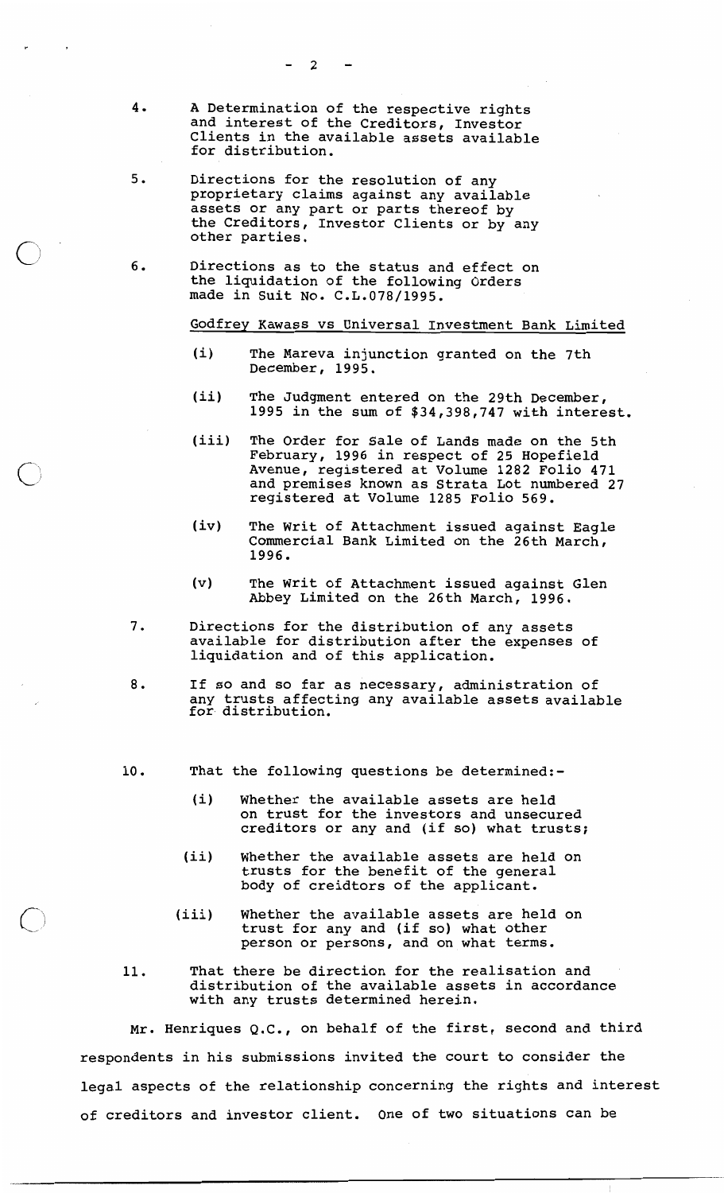4. A Determination of the respective rights and interest of the Creditors, Investor Clients in the available assets available for distribution.

5. Directions for the resolution of any proprietary claims against any available assets or any part or parts thereof by the Creditors, Investor Clients or by any other parties.

6. Directions as to the status and effect on the liquidation of the following Orders made in Suit No. C.L.078/1995.

   Godfrey Kawass vs Universal Investment Bank Limited

   (i) The Mareva injunction granted on the 7th December, 1995.

   (ii) The Judgment entered on the 29th December, 1995 in the sum of $34,398,747 with interest.

   (iii) The Order for Sale of Lands made on the 5th February, 1996 in respect of 25 Hopefield Avenue, registered at Volume 1282 Folio 471 and premises known as Strata Lot numbered 27 registered at Volume 1285 Folio 569.

   (iv) The Writ of Attachment issued against Eagle Commercial Bank Limited on the 26th March, 1996.

   (v) The Writ of Attachment issued against Glen Abbey Limited on the 26th March, 1996.

7. Directions for the distribution of any assets available for distribution after the expenses of liquidation and of this application.

8. If so and so far as necessary, administration of any trusts affecting any available assets available for distribution.

10. That the following questions be determined:-

    (i) Whether the available assets are held on trust for the investors and unsecured creditors or any and (if so) what trusts;

    (ii) Whether the available assets are held on trusts for the benefit of the general body of creidtors of the applicant.

    (iii) Whether the available assets are held on trust for any and (if so) what other person or persons, and on what terms.

11. That there be direction for the realisation and distribution of the available assets in accordance with any trusts determined herein.

Mr. Henriques Q.C., on behalf of the first, second and third respondents in his submissions invited the court to consider the legal aspects of the relationship concerning the rights and interest of creditors and investor client. One of two situations can be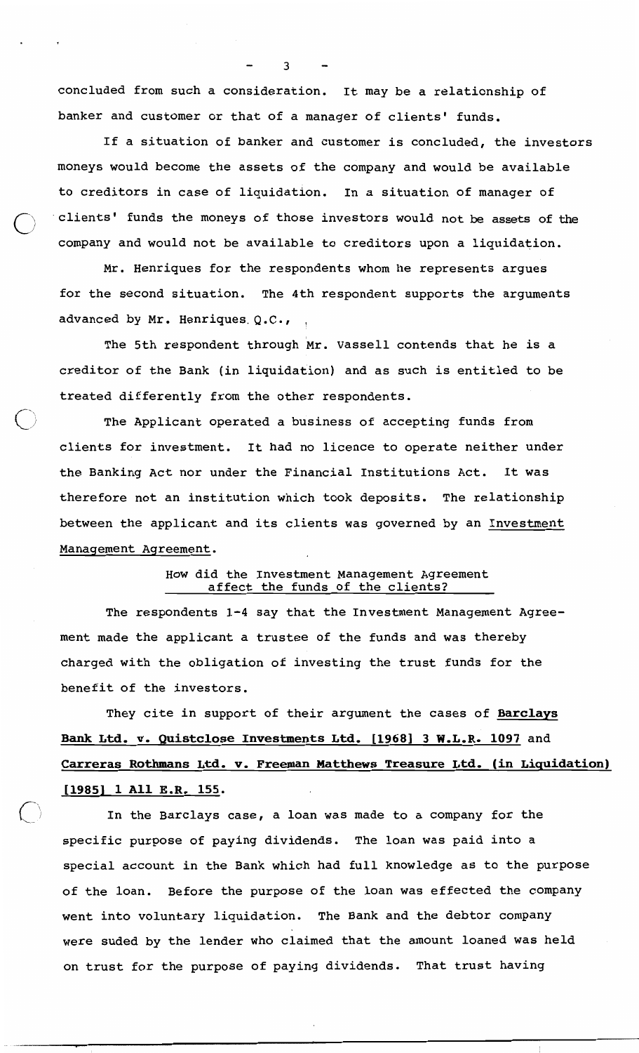concluded from such a consideration. It may be a relationship of banker and customer or that of a manager of clients' funds.

If a situation of banker and customer is concluded, the investors moneys would become the assets of the company and would be available to creditors in case of liquidation. In a situation of manager of clients' funds the moneys of those investors would not be assets of the company and would not be available to creditors upon a liquidation.

Mr. Henriques for the respondents whom he represents argues for the second situation. The 4th respondent supports the arguments advanced by Mr. Henriques Q.C.,

The 5th respondent through Mr. Vassell contends that he is a creditor of the Bank (in liquidation) and as such is entitled to be treated differently from the other respondents.

The Applicant operated a business of accepting funds from clients for investment. It had no licence to operate neither under the Banking Act nor under the Financial Institutions Act. It was therefore not an institution which took deposits. The relationship between the applicant and its clients was governed by an Investment Management Agreement.

<u>How did the Investment Management Agreement affect the funds of the clients?</u>

The respondents 1-4 say that the Investment Management Agreement made the applicant a trustee of the funds and was thereby charged with the obligation of investing the trust funds for the benefit of the investors.

They cite in support of their argument the cases of **<u>Barclays Bank Ltd. v. Quistclose Investments Ltd. [1968] 3 W.L.R. 1097</u>** and **<u>Carreras Rothmans Ltd. v. Freeman Matthews Treasure Ltd. (in Liquidation) [1985] 1 All E.R. 155</u>**.

In the Barclays case, a loan was made to a company for the specific purpose of paying dividends. The loan was paid into a special account in the Bank which had full knowledge as to the purpose of the loan. Before the purpose of the loan was effected the company went into voluntary liquidation. The Bank and the debtor company were suded by the lender who claimed that the amount loaned was held on trust for the purpose of paying dividends. That trust having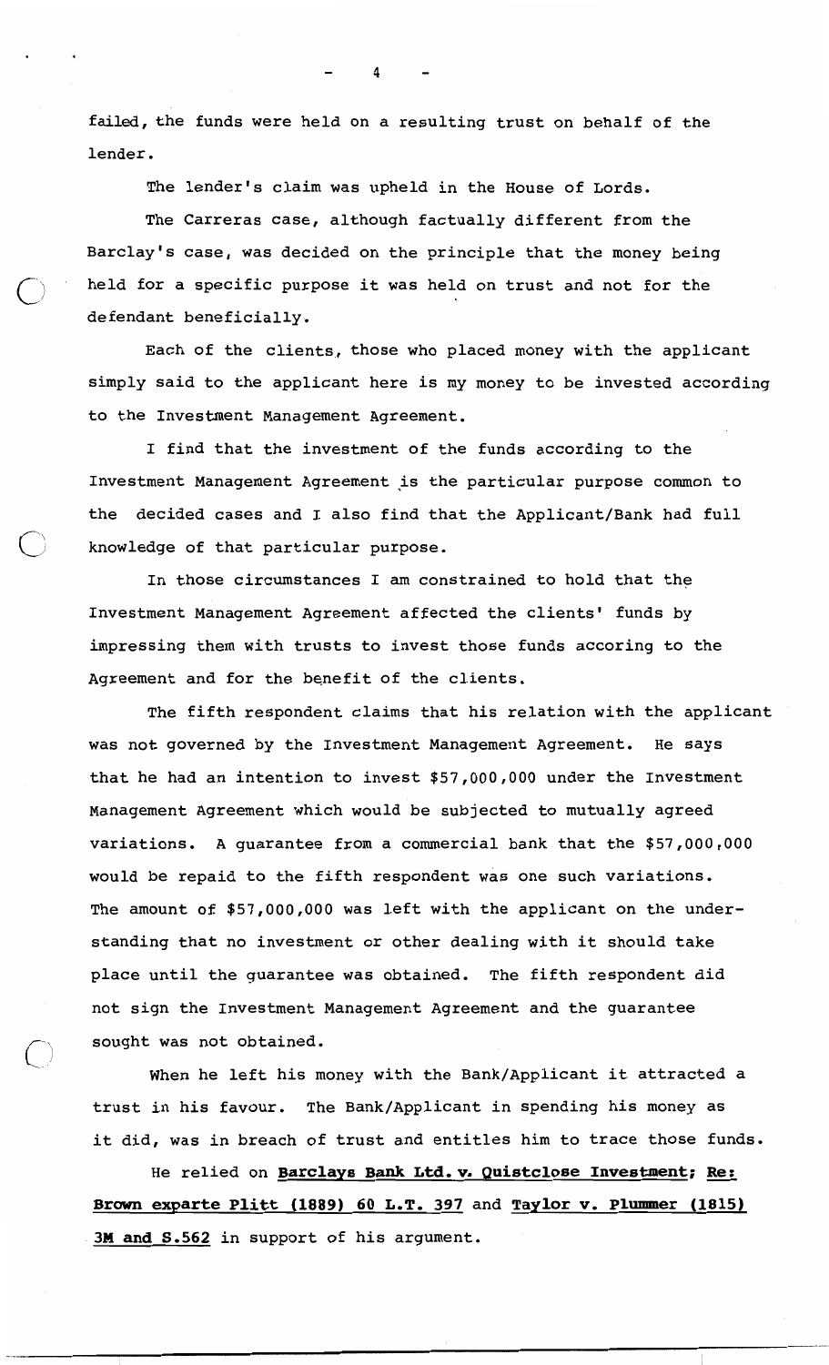failed, the funds were held on a resulting trust on behalf of the lender.

The lender's claim was upheld in the House of Lords.

The Carreras case, although factually different from the Barclay's case, was decided on the principle that the money being held for a specific purpose it was held on trust and not for the defendant beneficially.

Each of the clients, those who placed money with the applicant simply said to the applicant here is my money to be invested according to the Investment Management Agreement.

I find that the investment of the funds according to the Investment Management Agreement is the particular purpose common to the decided cases and I also find that the Applicant/Bank had full knowledge of that particular purpose.

In those circumstances I am constrained to hold that the Investment Management Agreement affected the clients' funds by impressing them with trusts to invest those funds accoring to the Agreement and for the benefit of the clients.

The fifth respondent claims that his relation with the applicant was not governed by the Investment Management Agreement. He says that he had an intention to invest $57,000,000 under the Investment Management Agreement which would be subjected to mutually agreed variations. A guarantee from a commercial bank that the $57,000,000 would be repaid to the fifth respondent was one such variations. The amount of $57,000,000 was left with the applicant on the understanding that no investment or other dealing with it should take place until the guarantee was obtained. The fifth respondent did not sign the Investment Management Agreement and the guarantee sought was not obtained.

When he left his money with the Bank/Applicant it attracted a trust in his favour. The Bank/Applicant in spending his money as it did, was in breach of trust and entitles him to trace those funds.

He relied on **Barclays Bank Ltd. v. Quistclose Investment; Re: Brown exparte Plitt (1889) 60 L.T. 397** and **Taylor v. Plummer (1815) 3M and S.562** in support of his argument.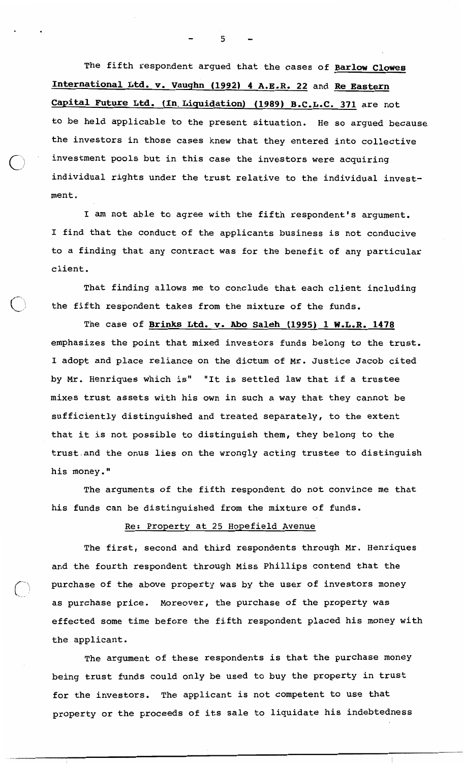The fifth respondent argued that the cases of **Barlow Clowes International Ltd. v. Vaughn (1992) 4 A.E.R. 22** and **Re Eastern Capital Future Ltd. (In Liquidation) (1989) B.C.L.C. 371** are not to be held applicable to the present situation. He so argued because the investors in those cases knew that they entered into collective investment pools but in this case the investors were acquiring individual rights under the trust relative to the individual investment.

I am not able to agree with the fifth respondent's argument. I find that the conduct of the applicants business is not conducive to a finding that any contract was for the benefit of any particular client.

That finding allows me to conclude that each client including the fifth respondent takes from the mixture of the funds.

The case of **Brinks Ltd. v. Abo Saleh (1995) 1 W.L.R. 1478** emphasizes the point that mixed investors funds belong to the trust. I adopt and place reliance on the dictum of Mr. Justice Jacob cited by Mr. Henriques which is" "It is settled law that if a trustee mixes trust assets with his own in such a way that they cannot be sufficiently distinguished and treated separately, to the extent that it is not possible to distinguish them, they belong to the trust and the onus lies on the wrongly acting trustee to distinguish his money."

The arguments of the fifth respondent do not convince me that his funds can be distinguished from the mixture of funds.

## Re: Property at 25 Hopefield Avenue

The first, second and third respondents through Mr. Henriques and the fourth respondent through Miss Phillips contend that the purchase of the above property was by the user of investors money as purchase price. Moreover, the purchase of the property was effected some time before the fifth respondent placed his money with the applicant.

The argument of these respondents is that the purchase money being trust funds could only be used to buy the property in trust for the investors. The applicant is not competent to use that property or the proceeds of its sale to liquidate his indebtedness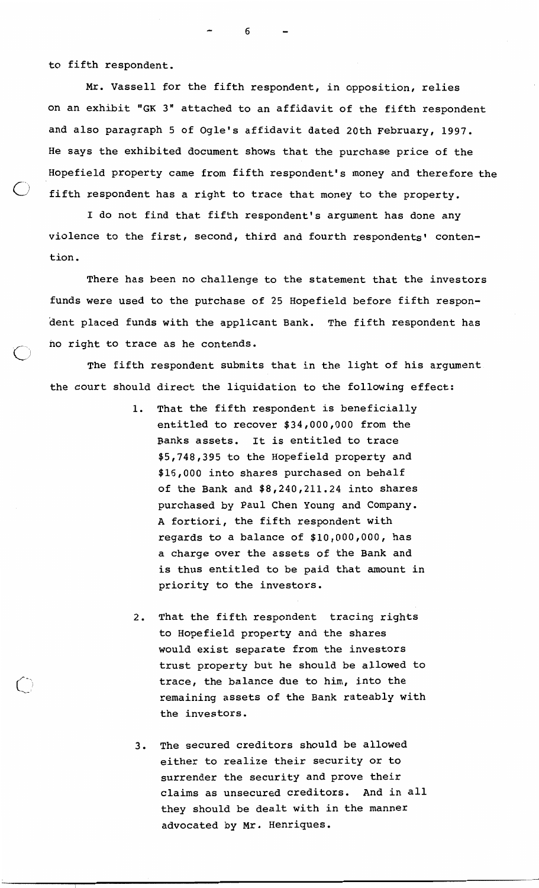to fifth respondent.

Mr. Vassell for the fifth respondent, in opposition, relies on an exhibit "GK 3" attached to an affidavit of the fifth respondent and also paragraph 5 of Ogle's affidavit dated 20th February, 1997. He says the exhibited document shows that the purchase price of the Hopefield property came from fifth respondent's money and therefore the fifth respondent has a right to trace that money to the property.

I do not find that fifth respondent's argument has done any violence to the first, second, third and fourth respondents' contention.

There has been no challenge to the statement that the investors funds were used to the purchase of 25 Hopefield before fifth respondent placed funds with the applicant Bank. The fifth respondent has no right to trace as he contends.

The fifth respondent submits that in the light of his argument the court should direct the liquidation to the following effect:

1. That the fifth respondent is beneficially entitled to recover $34,000,000 from the Banks assets. It is entitled to trace $5,748,395 to the Hopefield property and $16,000 into shares purchased on behalf of the Bank and $8,240,211.24 into shares purchased by Paul Chen Young and Company. A fortiori, the fifth respondent with regards to a balance of $10,000,000, has a charge over the assets of the Bank and is thus entitled to be paid that amount in priority to the investors.

2. That the fifth respondent tracing rights to Hopefield property and the shares would exist separate from the investors trust property but he should be allowed to trace, the balance due to him, into the remaining assets of the Bank rateably with the investors.

3. The secured creditors should be allowed either to realize their security or to surrender the security and prove their claims as unsecured creditors. And in all they should be dealt with in the manner advocated by Mr. Henriques.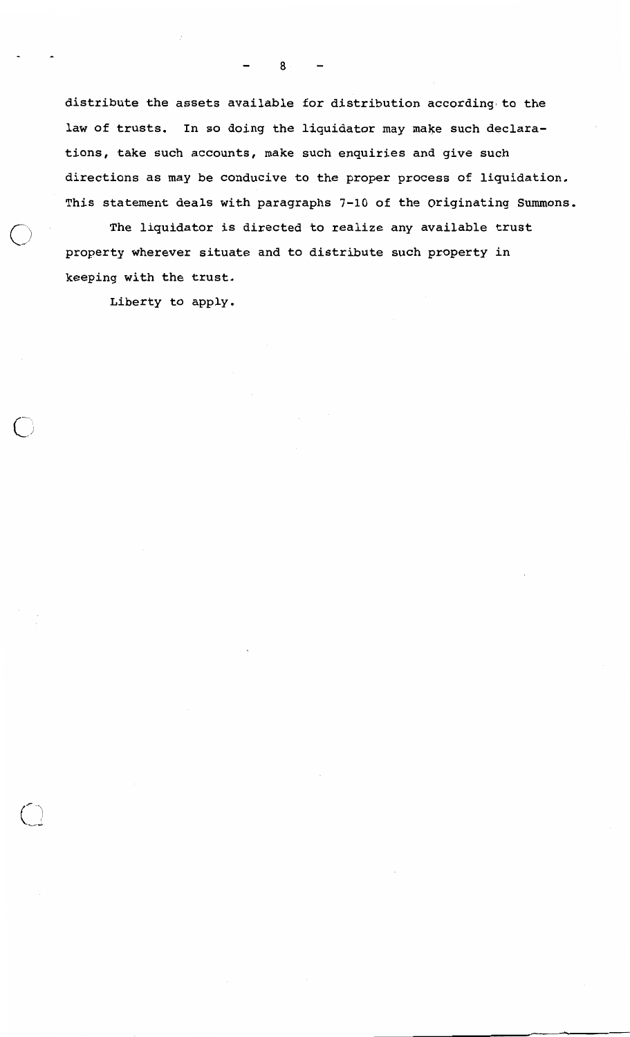distribute the assets available for distribution according to the law of trusts. In so doing the liquidator may make such declarations, take such accounts, make such enquiries and give such directions as may be conducive to the proper process of liquidation. This statement deals with paragraphs 7-10 of the Originating Summons.

The liquidator is directed to realize any available trust property wherever situate and to distribute such property in keeping with the trust.

Liberty to apply.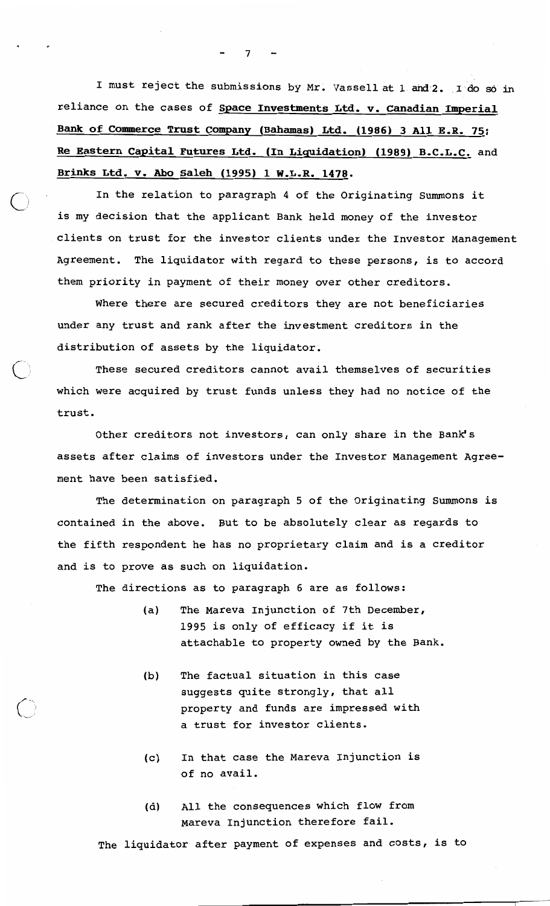I must reject the submissions by Mr. Vassell at 1 and 2. I do so in reliance on the cases of **Space Investments Ltd. v. Canadian Imperial Bank of Commerce Trust Company (Bahamas) Ltd. (1986) 3 All E.R. 75; Re Eastern Capital Futures Ltd. (In Liquidation) (1989) B.C.L.C.** and **Brinks Ltd. v. Abo Saleh (1995) 1 W.L.R. 1478.**

In the relation to paragraph 4 of the Originating Summons it is my decision that the applicant Bank held money of the investor clients on trust for the investor clients under the Investor Management Agreement. The liquidator with regard to these persons, is to accord them priority in payment of their money over other creditors.

Where there are secured creditors they are not beneficiaries under any trust and rank after the investment creditors in the distribution of assets by the liquidator.

These secured creditors cannot avail themselves of securities which were acquired by trust funds unless they had no notice of the trust.

Other creditors not investors, can only share in the Bank's assets after claims of investors under the Investor Management Agreement have been satisfied.

The determination on paragraph 5 of the Originating Summons is contained in the above. But to be absolutely clear as regards to the fifth respondent he has no proprietary claim and is a creditor and is to prove as such on liquidation.

The directions as to paragraph 6 are as follows:

(a) The Mareva Injunction of 7th December, 1995 is only of efficacy if it is attachable to property owned by the Bank.

(b) The factual situation in this case suggests quite strongly, that all property and funds are impressed with a trust for investor clients.

(c) In that case the Mareva Injunction is of no avail.

(d) All the consequences which flow from Mareva Injunction therefore fail.

The liquidator after payment of expenses and costs, is to